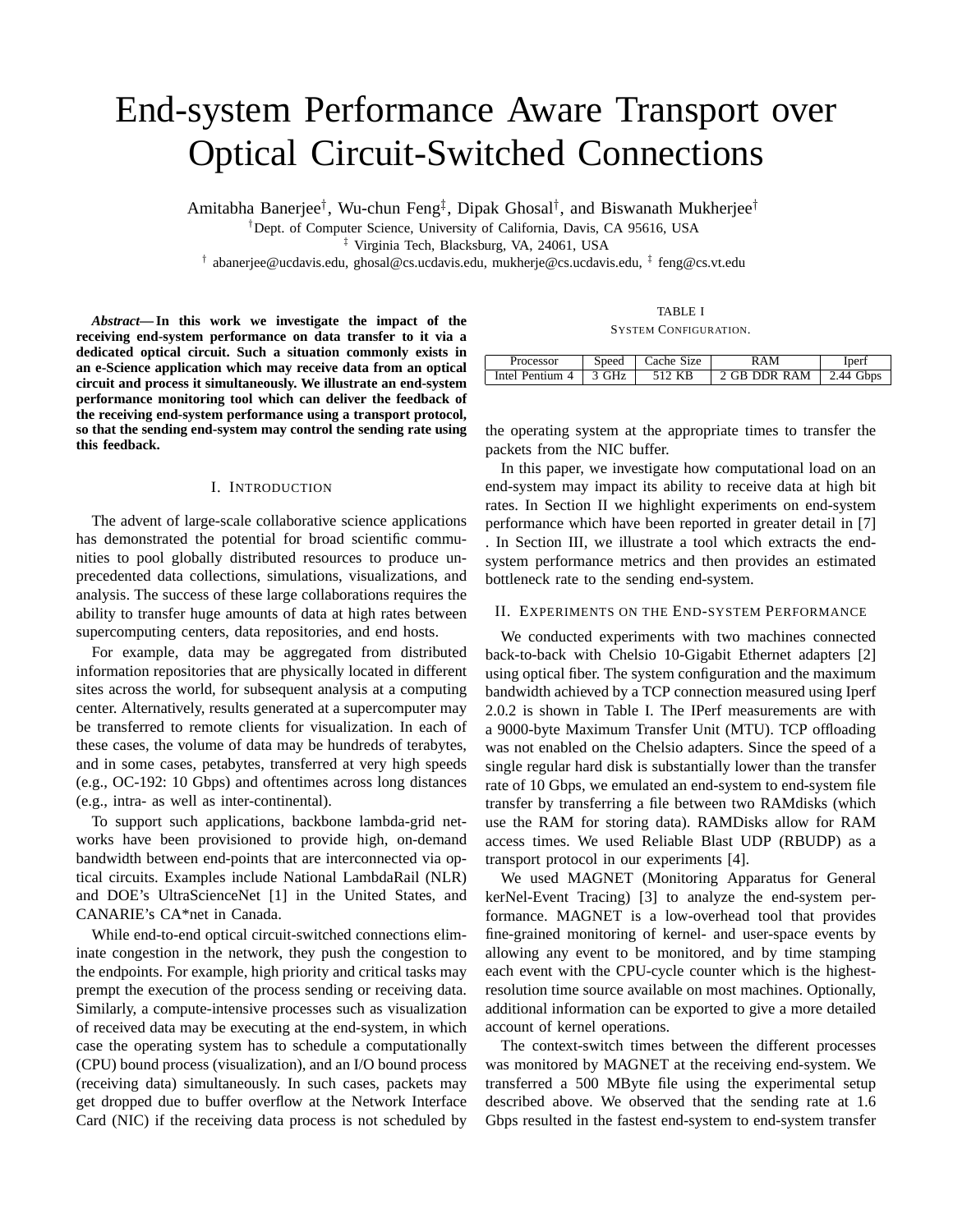# End-system Performance Aware Transport over Optical Circuit-Switched Connections

Amitabha Banerjee[†], Wu-chun Feng[‡], Dipak Ghosal[†], and Biswanath Mukherjee[†]

[†]Dept. of Computer Science, University of California, Davis, CA 95616, USA

[‡] Virginia Tech, Blacksburg, VA, 24061, USA

[†] abanerjee@ucdavis.edu, ghosal@cs.ucdavis.edu, mukherje@cs.ucdavis.edu, [‡] feng@cs.vt.edu

***Abstract*— In this work we investigate the impact of the receiving end-system performance on data transfer to it via a dedicated optical circuit. Such a situation commonly exists in an e-Science application which may receive data from an optical circuit and process it simultaneously. We illustrate an end-system performance monitoring tool which can deliver the feedback of the receiving end-system performance using a transport protocol, so that the sending end-system may control the sending rate using this feedback.**

## I. Introduction

The advent of large-scale collaborative science applications has demonstrated the potential for broad scientific communities to pool globally distributed resources to produce unprecedented data collections, simulations, visualizations, and analysis. The success of these large collaborations requires the ability to transfer huge amounts of data at high rates between supercomputing centers, data repositories, and end hosts.

For example, data may be aggregated from distributed information repositories that are physically located in different sites across the world, for subsequent analysis at a computing center. Alternatively, results generated at a supercomputer may be transferred to remote clients for visualization. In each of these cases, the volume of data may be hundreds of terabytes, and in some cases, petabytes, transferred at very high speeds (e.g., OC-192: 10 Gbps) and oftentimes across long distances (e.g., intra- as well as inter-continental).

To support such applications, backbone lambda-grid networks have been provisioned to provide high, on-demand bandwidth between end-points that are interconnected via optical circuits. Examples include National LambdaRail (NLR) and DOE's UltraScienceNet [1] in the United States, and CANARIE's CA*net in Canada.

While end-to-end optical circuit-switched connections eliminate congestion in the network, they push the congestion to the endpoints. For example, high priority and critical tasks may prempt the execution of the process sending or receiving data. Similarly, a compute-intensive processes such as visualization of received data may be executing at the end-system, in which case the operating system has to schedule a computationally (CPU) bound process (visualization), and an I/O bound process (receiving data) simultaneously. In such cases, packets may get dropped due to buffer overflow at the Network Interface Card (NIC) if the receiving data process is not scheduled by the operating system at the appropriate times to transfer the packets from the NIC buffer.

TABLE I
System Configuration.

| Processor | Speed | Cache Size | RAM | Iperf |
| --- | --- | --- | --- | --- |
| Intel Pentium 4 | 3 GHz | 512 KB | 2 GB DDR RAM | 2.44 Gbps |

In this paper, we investigate how computational load on an end-system may impact its ability to receive data at high bit rates. In Section II we highlight experiments on end-system performance which have been reported in greater detail in [7] . In Section III, we illustrate a tool which extracts the end-system performance metrics and then provides an estimated bottleneck rate to the sending end-system.

## II. Experiments on the End-system Performance

We conducted experiments with two machines connected back-to-back with Chelsio 10-Gigabit Ethernet adapters [2] using optical fiber. The system configuration and the maximum bandwidth achieved by a TCP connection measured using Iperf 2.0.2 is shown in Table I. The IPerf measurements are with a 9000-byte Maximum Transfer Unit (MTU). TCP offloading was not enabled on the Chelsio adapters. Since the speed of a single regular hard disk is substantially lower than the transfer rate of 10 Gbps, we emulated an end-system to end-system file transfer by transferring a file between two RAMdisks (which use the RAM for storing data). RAMDisks allow for RAM access times. We used Reliable Blast UDP (RBUDP) as a transport protocol in our experiments [4].

We used MAGNET (Monitoring Apparatus for General kerNel-Event Tracing) [3] to analyze the end-system performance. MAGNET is a low-overhead tool that provides fine-grained monitoring of kernel- and user-space events by allowing any event to be monitored, and by time stamping each event with the CPU-cycle counter which is the highest-resolution time source available on most machines. Optionally, additional information can be exported to give a more detailed account of kernel operations.

The context-switch times between the different processes was monitored by MAGNET at the receiving end-system. We transferred a 500 MByte file using the experimental setup described above. We observed that the sending rate at 1.6 Gbps resulted in the fastest end-system to end-system transfer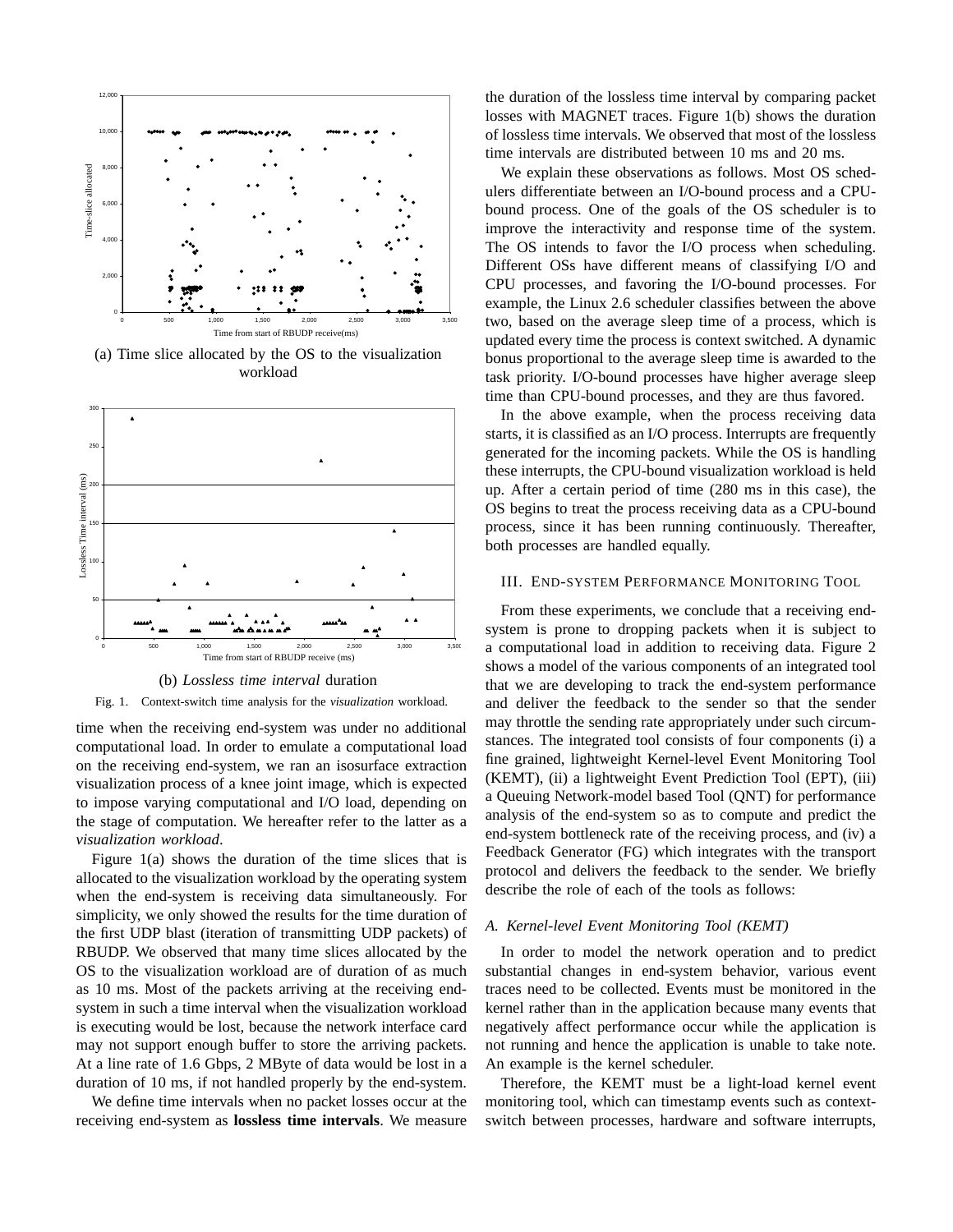(a) Time slice allocated by the OS to the visualization workload

(b) *Lossless time interval* duration

Fig. 1. Context-switch time analysis for the *visualization* workload.

time when the receiving end-system was under no additional computational load. In order to emulate a computational load on the receiving end-system, we ran an isosurface extraction visualization process of a knee joint image, which is expected to impose varying computational and I/O load, depending on the stage of computation. We hereafter refer to the latter as a *visualization workload*.

Figure 1(a) shows the duration of the time slices that is allocated to the visualization workload by the operating system when the end-system is receiving data simultaneously. For simplicity, we only showed the results for the time duration of the first UDP blast (iteration of transmitting UDP packets) of RBUDP. We observed that many time slices allocated by the OS to the visualization workload are of duration of as much as 10 ms. Most of the packets arriving at the receiving end-system in such a time interval when the visualization workload is executing would be lost, because the network interface card may not support enough buffer to store the arriving packets. At a line rate of 1.6 Gbps, 2 MByte of data would be lost in a duration of 10 ms, if not handled properly by the end-system.

We define time intervals when no packet losses occur at the receiving end-system as **lossless time intervals**. We measure the duration of the lossless time interval by comparing packet losses with MAGNET traces. Figure 1(b) shows the duration of lossless time intervals. We observed that most of the lossless time intervals are distributed between 10 ms and 20 ms.

We explain these observations as follows. Most OS schedulers differentiate between an I/O-bound process and a CPU-bound process. One of the goals of the OS scheduler is to improve the interactivity and response time of the system. The OS intends to favor the I/O process when scheduling. Different OSs have different means of classifying I/O and CPU processes, and favoring the I/O-bound processes. For example, the Linux 2.6 scheduler classifies between the above two, based on the average sleep time of a process, which is updated every time the process is context switched. A dynamic bonus proportional to the average sleep time is awarded to the task priority. I/O-bound processes have higher average sleep time than CPU-bound processes, and they are thus favored.

In the above example, when the process receiving data starts, it is classified as an I/O process. Interrupts are frequently generated for the incoming packets. While the OS is handling these interrupts, the CPU-bound visualization workload is held up. After a certain period of time (280 ms in this case), the OS begins to treat the process receiving data as a CPU-bound process, since it has been running continuously. Thereafter, both processes are handled equally.

## III. End-system Performance Monitoring Tool

From these experiments, we conclude that a receiving end-system is prone to dropping packets when it is subject to a computational load in addition to receiving data. Figure 2 shows a model of the various components of an integrated tool that we are developing to track the end-system performance and deliver the feedback to the sender so that the sender may throttle the sending rate appropriately under such circumstances. The integrated tool consists of four components (i) a fine grained, lightweight Kernel-level Event Monitoring Tool (KEMT), (ii) a lightweight Event Prediction Tool (EPT), (iii) a Queuing Network-model based Tool (QNT) for performance analysis of the end-system so as to compute and predict the end-system bottleneck rate of the receiving process, and (iv) a Feedback Generator (FG) which integrates with the transport protocol and delivers the feedback to the sender. We briefly describe the role of each of the tools as follows:

### *A. Kernel-level Event Monitoring Tool (KEMT)*

In order to model the network operation and to predict substantial changes in end-system behavior, various event traces need to be collected. Events must be monitored in the kernel rather than in the application because many events that negatively affect performance occur while the application is not running and hence the application is unable to take note. An example is the kernel scheduler.

Therefore, the KEMT must be a light-load kernel event monitoring tool, which can timestamp events such as context-switch between processes, hardware and software interrupts,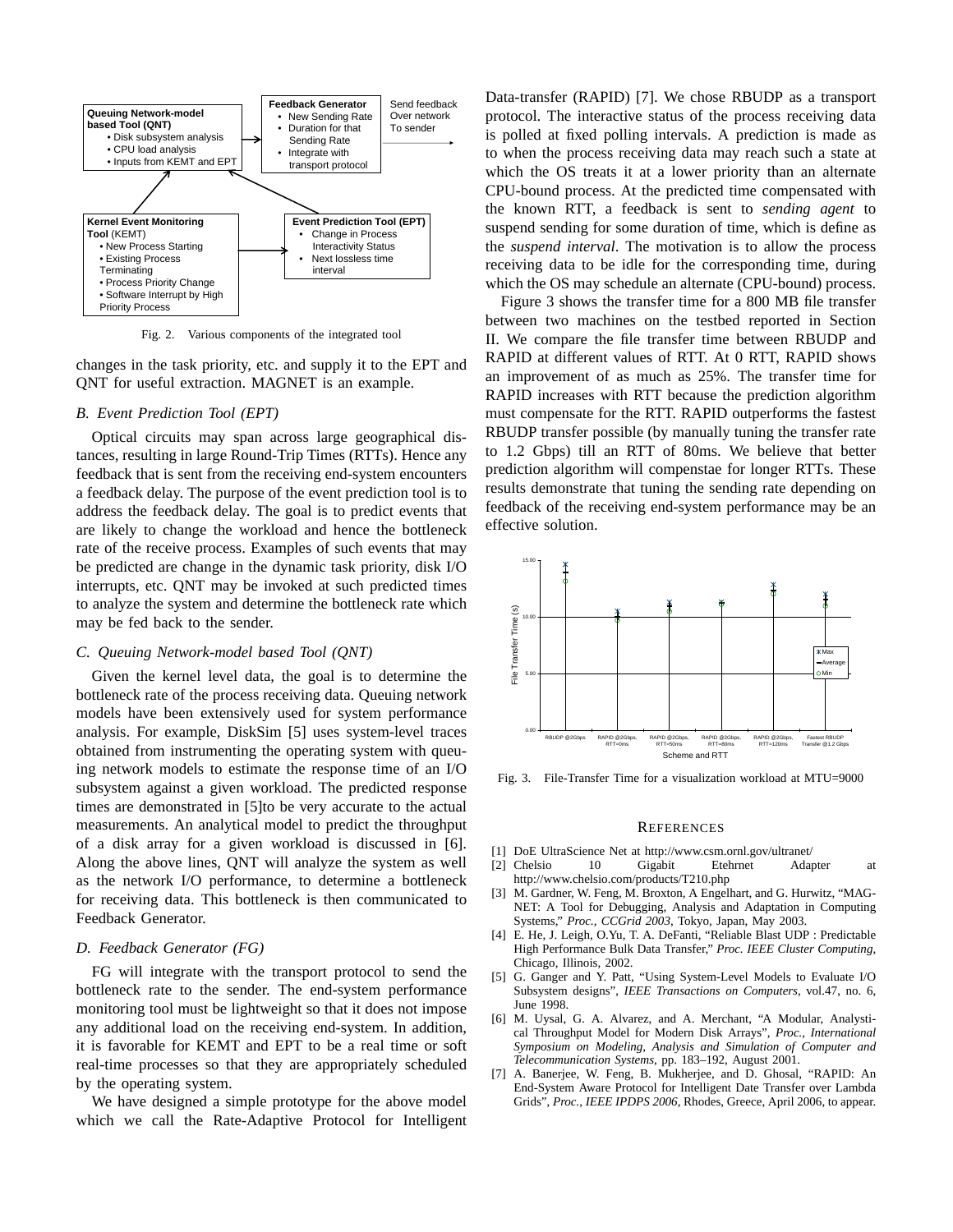Queuing Network-model based Tool (QNT)
• Disk subsystem analysis
• CPU load analysis
• Inputs from KEMT and EPT

Feedback Generator
• New Sending Rate
• Duration for that Sending Rate
• Integrate with transport protocol

Send feedback Over network To sender

Kernel Event Monitoring Tool (KEMT)
• New Process Starting
• Existing Process Terminating
• Process Priority Change
• Software Interrupt by High Priority Process

Event Prediction Tool (EPT)
• Change in Process Interactivity Status
• Next lossless time interval

Fig. 2. Various components of the integrated tool

changes in the task priority, etc. and supply it to the EPT and QNT for useful extraction. MAGNET is an example.

### B. Event Prediction Tool (EPT)

Optical circuits may span across large geographical distances, resulting in large Round-Trip Times (RTTs). Hence any feedback that is sent from the receiving end-system encounters a feedback delay. The purpose of the event prediction tool is to address the feedback delay. The goal is to predict events that are likely to change the workload and hence the bottleneck rate of the receive process. Examples of such events that may be predicted are change in the dynamic task priority, disk I/O interrupts, etc. QNT may be invoked at such predicted times to analyze the system and determine the bottleneck rate which may be fed back to the sender.

### C. Queuing Network-model based Tool (QNT)

Given the kernel level data, the goal is to determine the bottleneck rate of the process receiving data. Queuing network models have been extensively used for system performance analysis. For example, DiskSim [5] uses system-level traces obtained from instrumenting the operating system with queuing network models to estimate the response time of an I/O subsystem against a given workload. The predicted response times are demonstrated in [5]to be very accurate to the actual measurements. An analytical model to predict the throughput of a disk array for a given workload is discussed in [6]. Along the above lines, QNT will analyze the system as well as the network I/O performance, to determine a bottleneck for receiving data. This bottleneck is then communicated to Feedback Generator.

### D. Feedback Generator (FG)

FG will integrate with the transport protocol to send the bottleneck rate to the sender. The end-system performance monitoring tool must be lightweight so that it does not impose any additional load on the receiving end-system. In addition, it is favorable for KEMT and EPT to be a real time or soft real-time processes so that they are appropriately scheduled by the operating system.

We have designed a simple prototype for the above model which we call the Rate-Adaptive Protocol for Intelligent Data-transfer (RAPID) [7]. We chose RBUDP as a transport protocol. The interactive status of the process receiving data is polled at fixed polling intervals. A prediction is made as to when the process receiving data may reach such a state at which the OS treats it at a lower priority than an alternate CPU-bound process. At the predicted time compensated with the known RTT, a feedback is sent to *sending agent* to suspend sending for some duration of time, which is define as the *suspend interval*. The motivation is to allow the process receiving data to be idle for the corresponding time, during which the OS may schedule an alternate (CPU-bound) process.

Figure 3 shows the transfer time for a 800 MB file transfer between two machines on the testbed reported in Section II. We compare the file transfer time between RBUDP and RAPID at different values of RTT. At 0 RTT, RAPID shows an improvement of as much as 25%. The transfer time for RAPID increases with RTT because the prediction algorithm must compensate for the RTT. RAPID outperforms the fastest RBUDP transfer possible (by manually tuning the transfer rate to 1.2 Gbps) till an RTT of 80ms. We believe that better prediction algorithm will compenstae for longer RTTs. These results demonstrate that tuning the sending rate depending on feedback of the receiving end-system performance may be an effective solution.

File Transfer Time (s)
15.00
10.00
5.00
0.00
RBUDP @2Gbps
RAPID @2Gbps, RTT=0ms
RAPID @2Gbps, RTT=50ms
RAPID @2Gbps, RTT=80ms
RAPID @2Gbps, RTT=120ms
Fastest RBUDP Transfer @1.2 Gbps
Scheme and RTT
Max
Average
Min

Fig. 3. File-Transfer Time for a visualization workload at MTU=9000

## References

[1] DoE UltraScience Net at http://www.csm.ornl.gov/ultranet/

[2] Chelsio 10 Gigabit Etehrnet Adapter at http://www.chelsio.com/products/T210.php

[3] M. Gardner, W. Feng, M. Broxton, A Engelhart, and G. Hurwitz, "MAGNET: A Tool for Debugging, Analysis and Adaptation in Computing Systems," *Proc., CCGrid 2003*, Tokyo, Japan, May 2003.

[4] E. He, J. Leigh, O.Yu, T. A. DeFanti, "Reliable Blast UDP : Predictable High Performance Bulk Data Transfer," *Proc. IEEE Cluster Computing*, Chicago, Illinois, 2002.

[5] G. Ganger and Y. Patt, "Using System-Level Models to Evaluate I/O Subsystem designs", *IEEE Transactions on Computers*, vol.47, no. 6, June 1998.

[6] M. Uysal, G. A. Alvarez, and A. Merchant, "A Modular, Analystical Throughput Model for Modern Disk Arrays", *Proc., International Symposium on Modeling, Analysis and Simulation of Computer and Telecommunication Systems*, pp. 183–192, August 2001.

[7] A. Banerjee, W. Feng, B. Mukherjee, and D. Ghosal, "RAPID: An End-System Aware Protocol for Intelligent Data Transfer over Lambda Grids", *Proc., IEEE IPDPS 2006*, Rhodes, Greece, April 2006, to appear.